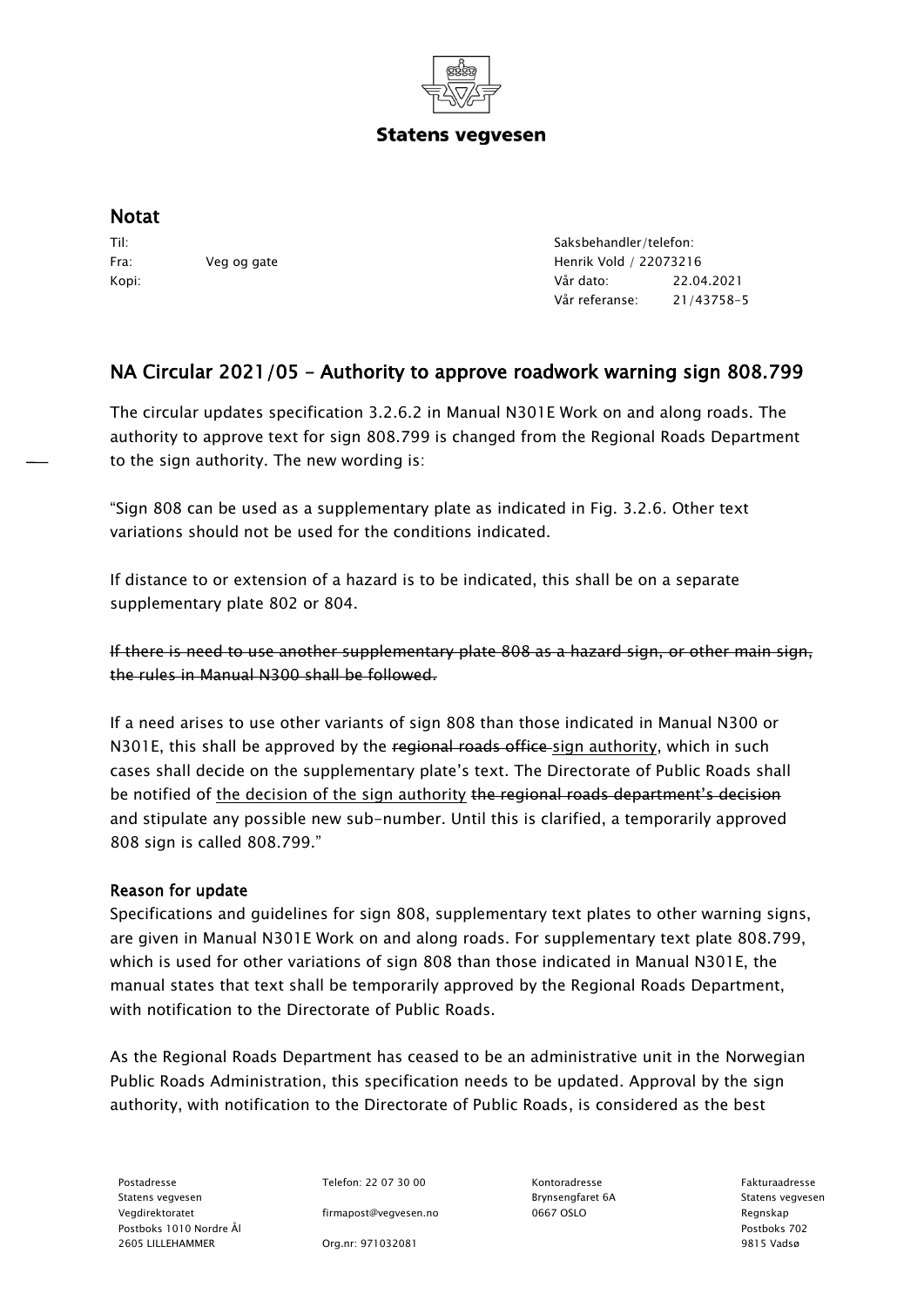Statens vegvesen

# Notat

| | | | |
|---|---|---|---|
| Til: | | Saksbehandler/telefon: | |
| Fra: | Veg og gate | Henrik Vold / 22073216 | |
| Kopi: | | Vår dato: | 22.04.2021 |
| | | Vår referanse: | 21/43758-5 |

## NA Circular 2021/05 - Authority to approve roadwork warning sign 808.799

The circular updates specification 3.2.6.2 in Manual N301E Work on and along roads. The authority to approve text for sign 808.799 is changed from the Regional Roads Department to the sign authority. The new wording is:

"Sign 808 can be used as a supplementary plate as indicated in Fig. 3.2.6. Other text variations should not be used for the conditions indicated.

If distance to or extension of a hazard is to be indicated, this shall be on a separate supplementary plate 802 or 804.

~~If there is need to use another supplementary plate 808 as a hazard sign, or other main sign, the rules in Manual N300 shall be followed.~~

If a need arises to use other variants of sign 808 than those indicated in Manual N300 or N301E, this shall be approved by the ~~regional roads office~~ <u>sign authority</u>, which in such cases shall decide on the supplementary plate's text. The Directorate of Public Roads shall be notified of <u>the decision of the sign authority</u> ~~the regional roads department's decision~~ and stipulate any possible new sub-number. Until this is clarified, a temporarily approved 808 sign is called 808.799."

### Reason for update

Specifications and guidelines for sign 808, supplementary text plates to other warning signs, are given in Manual N301E Work on and along roads. For supplementary text plate 808.799, which is used for other variations of sign 808 than those indicated in Manual N301E, the manual states that text shall be temporarily approved by the Regional Roads Department, with notification to the Directorate of Public Roads.

As the Regional Roads Department has ceased to be an administrative unit in the Norwegian Public Roads Administration, this specification needs to be updated. Approval by the sign authority, with notification to the Directorate of Public Roads, is considered as the best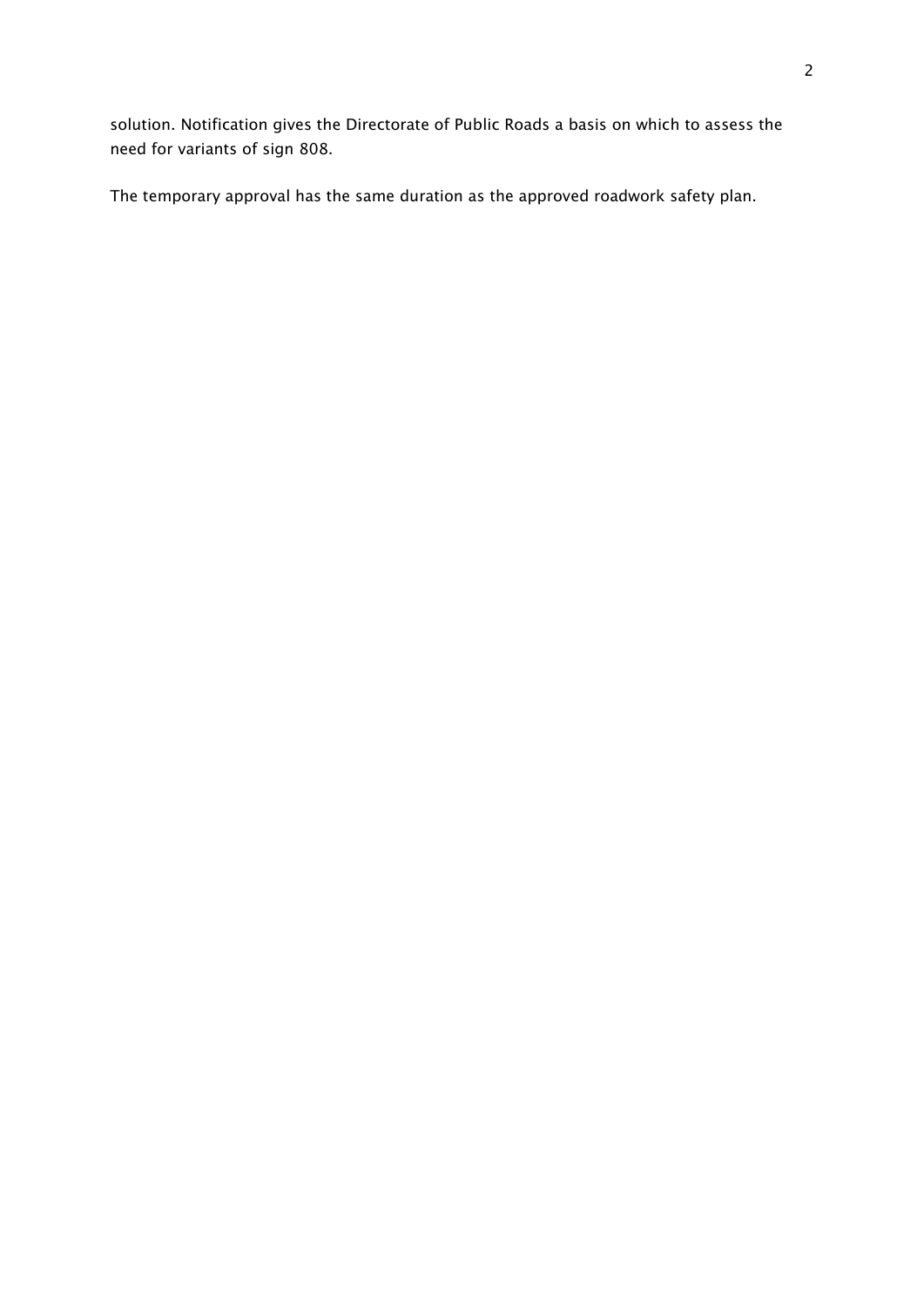solution. Notification gives the Directorate of Public Roads a basis on which to assess the need for variants of sign 808.

The temporary approval has the same duration as the approved roadwork safety plan.